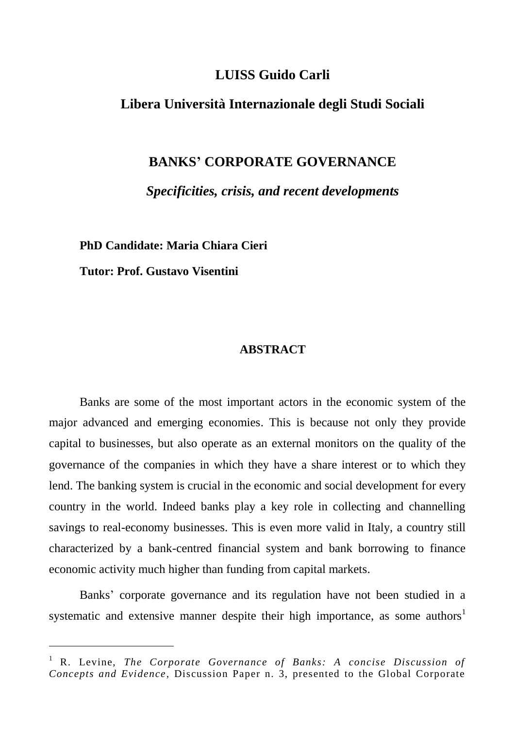**LUISS Guido Carli**

**Libera Università Internazionale degli Studi Sociali**

# BANKS' CORPORATE GOVERNANCE

***Specificities, crisis, and recent developments***

**PhD Candidate: Maria Chiara Cieri**

**Tutor: Prof. Gustavo Visentini**

## ABSTRACT

Banks are some of the most important actors in the economic system of the major advanced and emerging economies. This is because not only they provide capital to businesses, but also operate as an external monitors on the quality of the governance of the companies in which they have a share interest or to which they lend. The banking system is crucial in the economic and social development for every country in the world. Indeed banks play a key role in collecting and channelling savings to real-economy businesses. This is even more valid in Italy, a country still characterized by a bank-centred financial system and bank borrowing to finance economic activity much higher than funding from capital markets.

Banks' corporate governance and its regulation have not been studied in a systematic and extensive manner despite their high importance, as some authors[1]

[1] R. Levine, *The Corporate Governance of Banks: A concise Discussion of Concepts and Evidence*, Discussion Paper n. 3, presented to the Global Corporate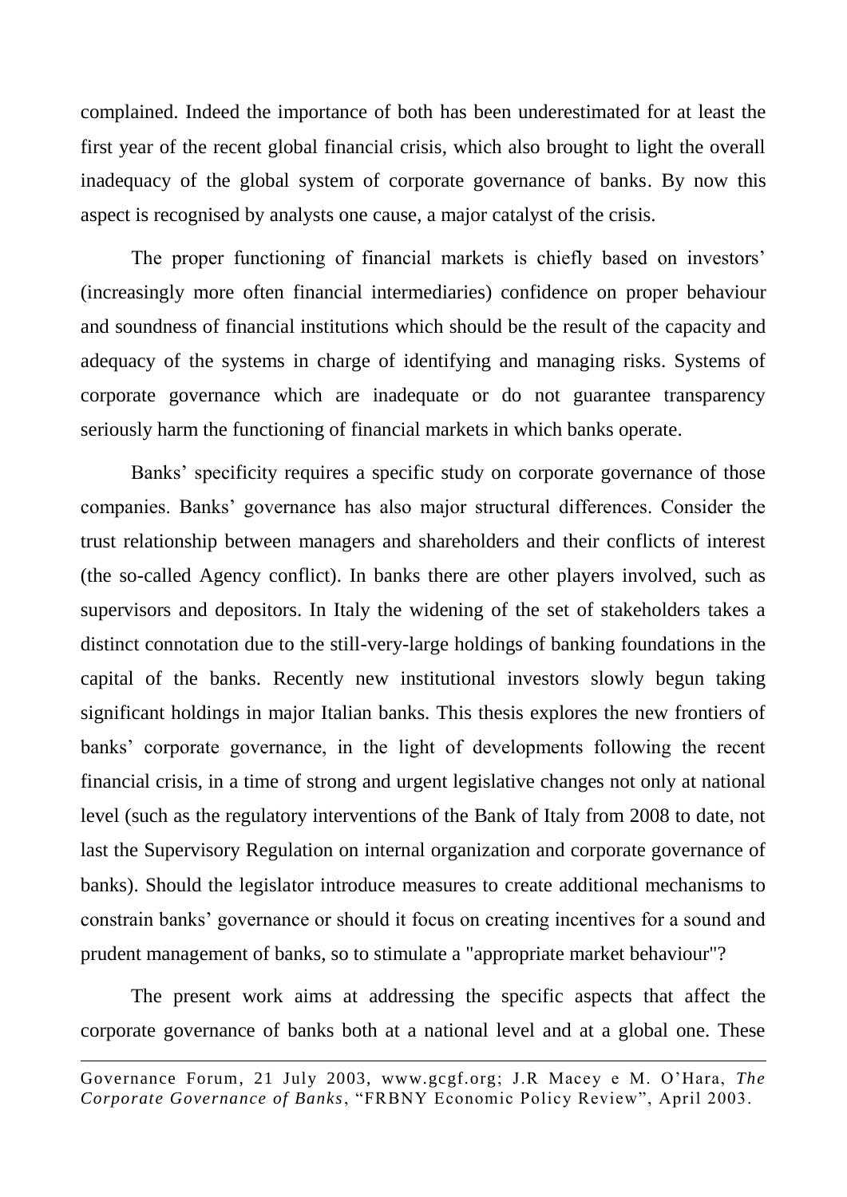complained. Indeed the importance of both has been underestimated for at least the first year of the recent global financial crisis, which also brought to light the overall inadequacy of the global system of corporate governance of banks. By now this aspect is recognised by analysts one cause, a major catalyst of the crisis.

The proper functioning of financial markets is chiefly based on investors' (increasingly more often financial intermediaries) confidence on proper behaviour and soundness of financial institutions which should be the result of the capacity and adequacy of the systems in charge of identifying and managing risks. Systems of corporate governance which are inadequate or do not guarantee transparency seriously harm the functioning of financial markets in which banks operate.

Banks' specificity requires a specific study on corporate governance of those companies. Banks' governance has also major structural differences. Consider the trust relationship between managers and shareholders and their conflicts of interest (the so-called Agency conflict). In banks there are other players involved, such as supervisors and depositors. In Italy the widening of the set of stakeholders takes a distinct connotation due to the still-very-large holdings of banking foundations in the capital of the banks. Recently new institutional investors slowly begun taking significant holdings in major Italian banks. This thesis explores the new frontiers of banks' corporate governance, in the light of developments following the recent financial crisis, in a time of strong and urgent legislative changes not only at national level (such as the regulatory interventions of the Bank of Italy from 2008 to date, not last the Supervisory Regulation on internal organization and corporate governance of banks). Should the legislator introduce measures to create additional mechanisms to constrain banks' governance or should it focus on creating incentives for a sound and prudent management of banks, so to stimulate a "appropriate market behaviour"?

The present work aims at addressing the specific aspects that affect the corporate governance of banks both at a national level and at a global one. These

---

Governance Forum, 21 July 2003, www.gcgf.org; J.R Macey e M. O'Hara, *The Corporate Governance of Banks*, "FRBNY Economic Policy Review", April 2003.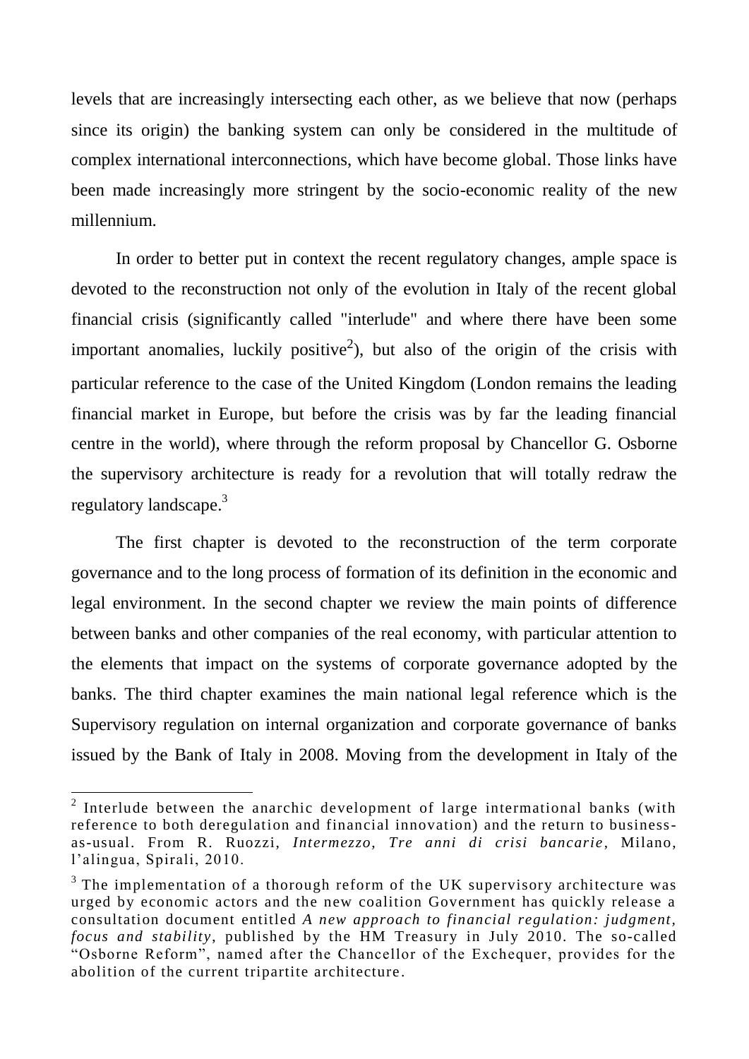levels that are increasingly intersecting each other, as we believe that now (perhaps since its origin) the banking system can only be considered in the multitude of complex international interconnections, which have become global. Those links have been made increasingly more stringent by the socio-economic reality of the new millennium.

In order to better put in context the recent regulatory changes, ample space is devoted to the reconstruction not only of the evolution in Italy of the recent global financial crisis (significantly called "interlude" and where there have been some important anomalies, luckily positive[2]), but also of the origin of the crisis with particular reference to the case of the United Kingdom (London remains the leading financial market in Europe, but before the crisis was by far the leading financial centre in the world), where through the reform proposal by Chancellor G. Osborne the supervisory architecture is ready for a revolution that will totally redraw the regulatory landscape.[3]

The first chapter is devoted to the reconstruction of the term corporate governance and to the long process of formation of its definition in the economic and legal environment. In the second chapter we review the main points of difference between banks and other companies of the real economy, with particular attention to the elements that impact on the systems of corporate governance adopted by the banks. The third chapter examines the main national legal reference which is the Supervisory regulation on internal organization and corporate governance of banks issued by the Bank of Italy in 2008. Moving from the development in Italy of the

---

[2] Interlude between the anarchic development of large international banks (with reference to both deregulation and financial innovation) and the return to business-as-usual. From R. Ruozzi, *Intermezzo, Tre anni di crisi bancarie*, Milano, l'alingua, Spirali, 2010.

[3] The implementation of a thorough reform of the UK supervisory architecture was urged by economic actors and the new coalition Government has quickly release a consultation document entitled *A new approach to financial regulation: judgment, focus and stability*, published by the HM Treasury in July 2010. The so-called "Osborne Reform", named after the Chancellor of the Exchequer, provides for the abolition of the current tripartite architecture.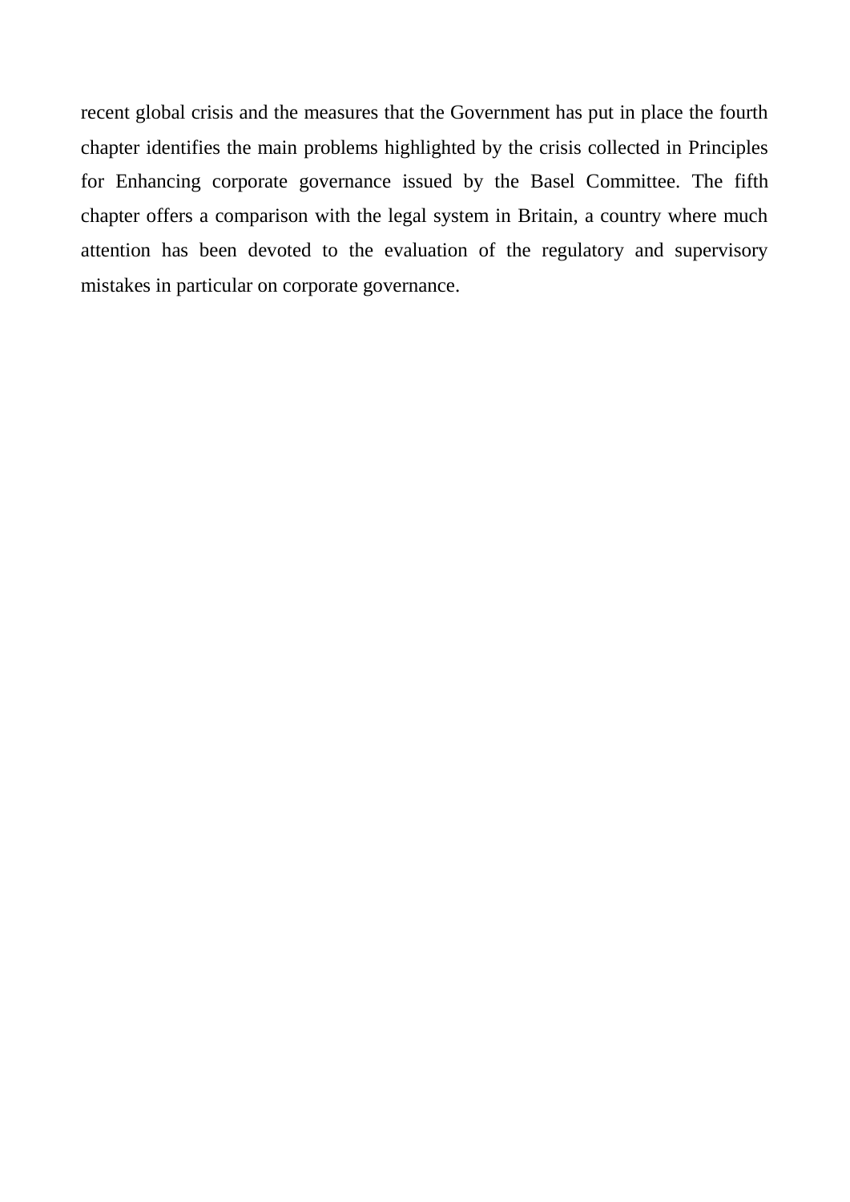recent global crisis and the measures that the Government has put in place the fourth chapter identifies the main problems highlighted by the crisis collected in Principles for Enhancing corporate governance issued by the Basel Committee. The fifth chapter offers a comparison with the legal system in Britain, a country where much attention has been devoted to the evaluation of the regulatory and supervisory mistakes in particular on corporate governance.